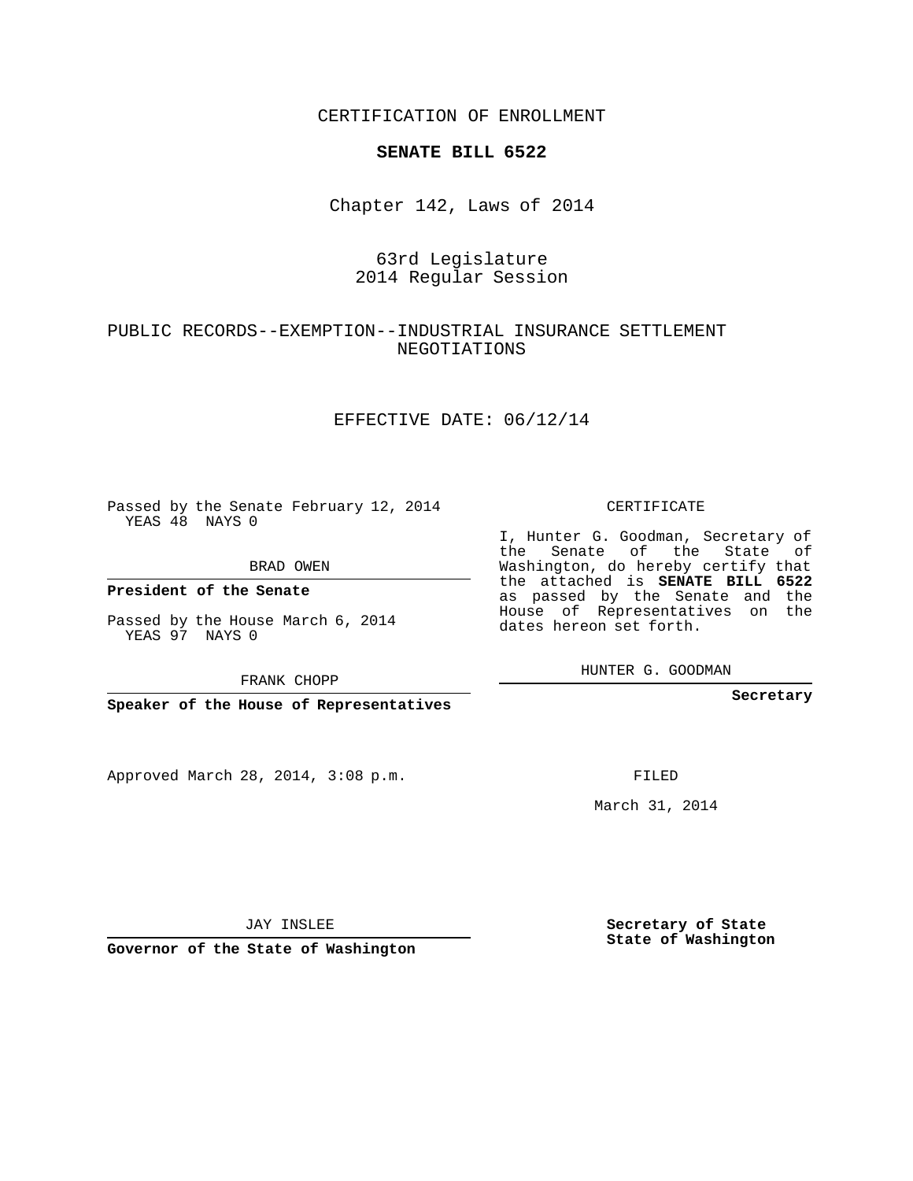CERTIFICATION OF ENROLLMENT

**SENATE BILL 6522**

Chapter 142, Laws of 2014

63rd Legislature
2014 Regular Session

PUBLIC RECORDS--EXEMPTION--INDUSTRIAL INSURANCE SETTLEMENT NEGOTIATIONS

EFFECTIVE DATE: 06/12/14

Passed by the Senate February 12, 2014
YEAS 48 NAYS 0

BRAD OWEN

**President of the Senate**

Passed by the House March 6, 2014
YEAS 97 NAYS 0

FRANK CHOPP

**Speaker of the House of Representatives**

Approved March 28, 2014, 3:08 p.m.

JAY INSLEE

**Governor of the State of Washington**

CERTIFICATE

I, Hunter G. Goodman, Secretary of the Senate of the State of Washington, do hereby certify that the attached is **SENATE BILL 6522** as passed by the Senate and the House of Representatives on the dates hereon set forth.

HUNTER G. GOODMAN

**Secretary**

FILED

March 31, 2014

**Secretary of State**
**State of Washington**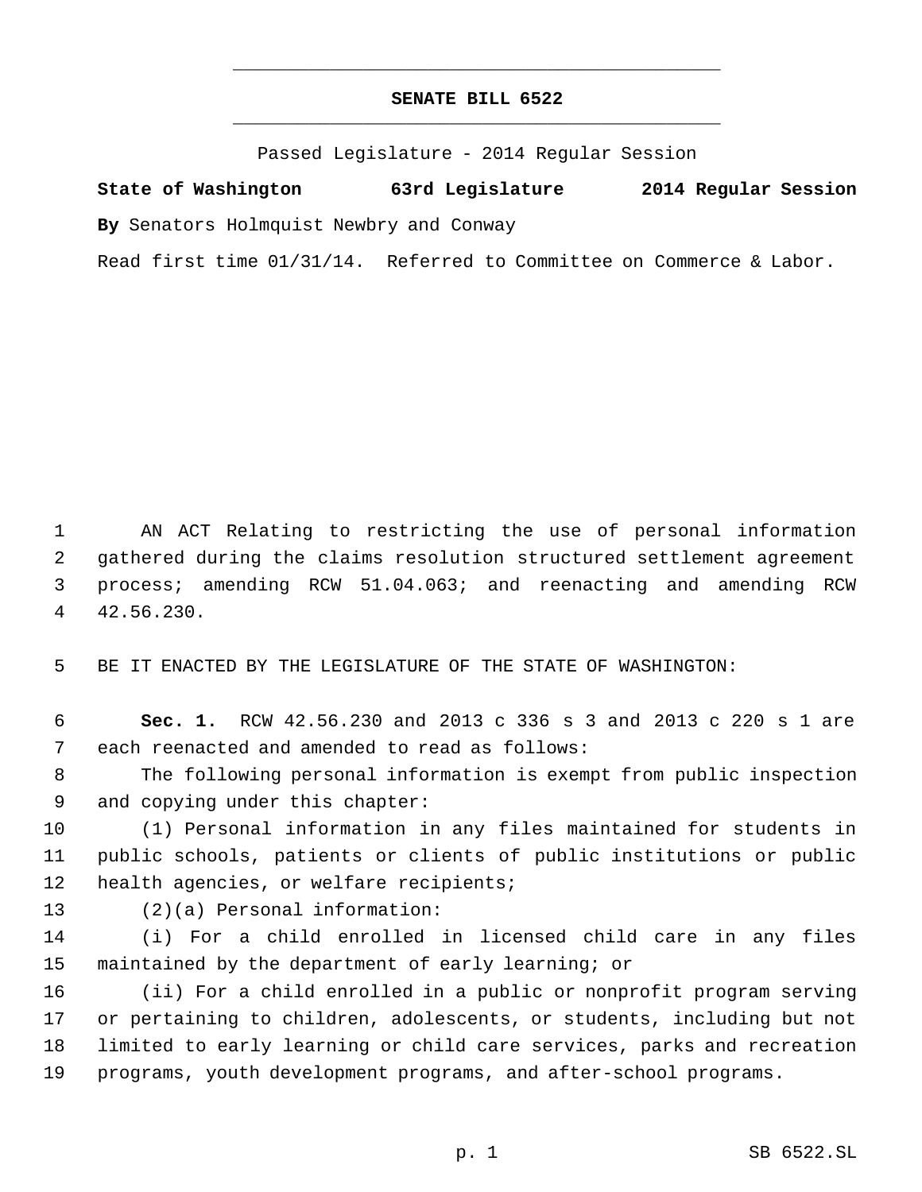# SENATE BILL 6522

Passed Legislature - 2014 Regular Session

**State of Washington 63rd Legislature 2014 Regular Session**

**By** Senators Holmquist Newbry and Conway

Read first time 01/31/14. Referred to Committee on Commerce & Labor.

AN ACT Relating to restricting the use of personal information gathered during the claims resolution structured settlement agreement process; amending RCW 51.04.063; and reenacting and amending RCW 42.56.230.

BE IT ENACTED BY THE LEGISLATURE OF THE STATE OF WASHINGTON:

**Sec. 1.** RCW 42.56.230 and 2013 c 336 s 3 and 2013 c 220 s 1 are each reenacted and amended to read as follows:

The following personal information is exempt from public inspection and copying under this chapter:

(1) Personal information in any files maintained for students in public schools, patients or clients of public institutions or public health agencies, or welfare recipients;

(2)(a) Personal information:

(i) For a child enrolled in licensed child care in any files maintained by the department of early learning; or

(ii) For a child enrolled in a public or nonprofit program serving or pertaining to children, adolescents, or students, including but not limited to early learning or child care services, parks and recreation programs, youth development programs, and after-school programs.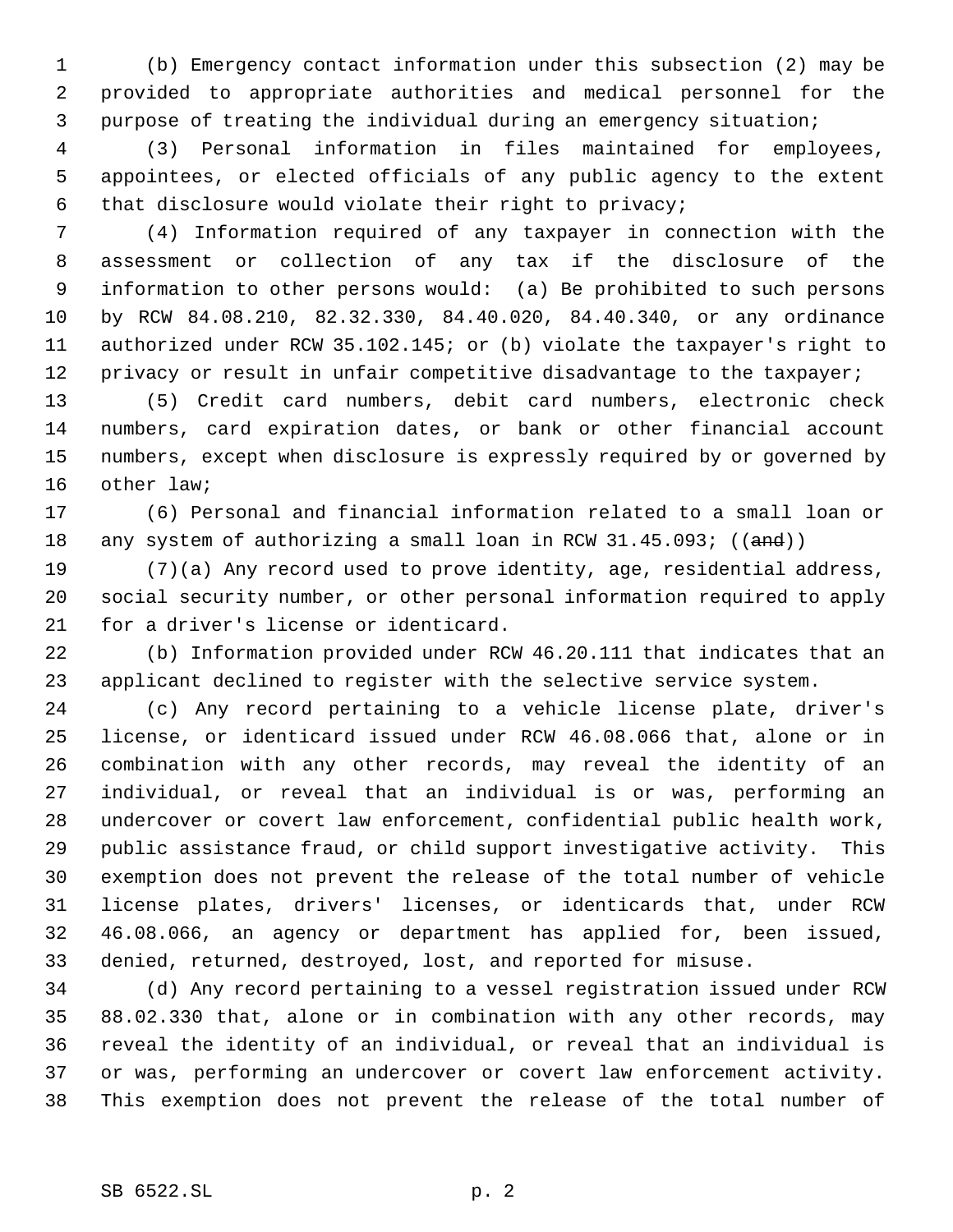(b) Emergency contact information under this subsection (2) may be provided to appropriate authorities and medical personnel for the purpose of treating the individual during an emergency situation;

(3) Personal information in files maintained for employees, appointees, or elected officials of any public agency to the extent that disclosure would violate their right to privacy;

(4) Information required of any taxpayer in connection with the assessment or collection of any tax if the disclosure of the information to other persons would: (a) Be prohibited to such persons by RCW 84.08.210, 82.32.330, 84.40.020, 84.40.340, or any ordinance authorized under RCW 35.102.145; or (b) violate the taxpayer's right to privacy or result in unfair competitive disadvantage to the taxpayer;

(5) Credit card numbers, debit card numbers, electronic check numbers, card expiration dates, or bank or other financial account numbers, except when disclosure is expressly required by or governed by other law;

(6) Personal and financial information related to a small loan or any system of authorizing a small loan in RCW 31.45.093; ((~~and~~))

(7)(a) Any record used to prove identity, age, residential address, social security number, or other personal information required to apply for a driver's license or identicard.

(b) Information provided under RCW 46.20.111 that indicates that an applicant declined to register with the selective service system.

(c) Any record pertaining to a vehicle license plate, driver's license, or identicard issued under RCW 46.08.066 that, alone or in combination with any other records, may reveal the identity of an individual, or reveal that an individual is or was, performing an undercover or covert law enforcement, confidential public health work, public assistance fraud, or child support investigative activity. This exemption does not prevent the release of the total number of vehicle license plates, drivers' licenses, or identicards that, under RCW 46.08.066, an agency or department has applied for, been issued, denied, returned, destroyed, lost, and reported for misuse.

(d) Any record pertaining to a vessel registration issued under RCW 88.02.330 that, alone or in combination with any other records, may reveal the identity of an individual, or reveal that an individual is or was, performing an undercover or covert law enforcement activity. This exemption does not prevent the release of the total number of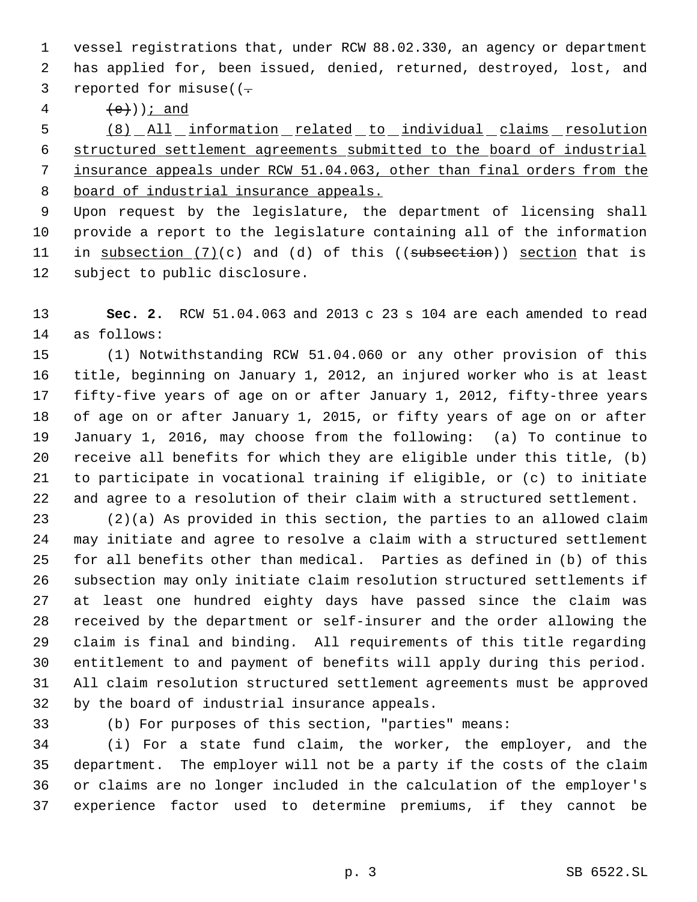vessel registrations that, under RCW 88.02.330, an agency or department has applied for, been issued, denied, returned, destroyed, lost, and reported for misuse((.

(e))); and

(8) All information related to individual claims resolution structured settlement agreements submitted to the board of industrial insurance appeals under RCW 51.04.063, other than final orders from the board of industrial insurance appeals.

Upon request by the legislature, the department of licensing shall provide a report to the legislature containing all of the information in subsection (7)(c) and (d) of this ((subsection)) section that is subject to public disclosure.

**Sec. 2.** RCW 51.04.063 and 2013 c 23 s 104 are each amended to read as follows:

(1) Notwithstanding RCW 51.04.060 or any other provision of this title, beginning on January 1, 2012, an injured worker who is at least fifty-five years of age on or after January 1, 2012, fifty-three years of age on or after January 1, 2015, or fifty years of age on or after January 1, 2016, may choose from the following: (a) To continue to receive all benefits for which they are eligible under this title, (b) to participate in vocational training if eligible, or (c) to initiate and agree to a resolution of their claim with a structured settlement.

(2)(a) As provided in this section, the parties to an allowed claim may initiate and agree to resolve a claim with a structured settlement for all benefits other than medical. Parties as defined in (b) of this subsection may only initiate claim resolution structured settlements if at least one hundred eighty days have passed since the claim was received by the department or self-insurer and the order allowing the claim is final and binding. All requirements of this title regarding entitlement to and payment of benefits will apply during this period. All claim resolution structured settlement agreements must be approved by the board of industrial insurance appeals.

(b) For purposes of this section, "parties" means:

(i) For a state fund claim, the worker, the employer, and the department. The employer will not be a party if the costs of the claim or claims are no longer included in the calculation of the employer's experience factor used to determine premiums, if they cannot be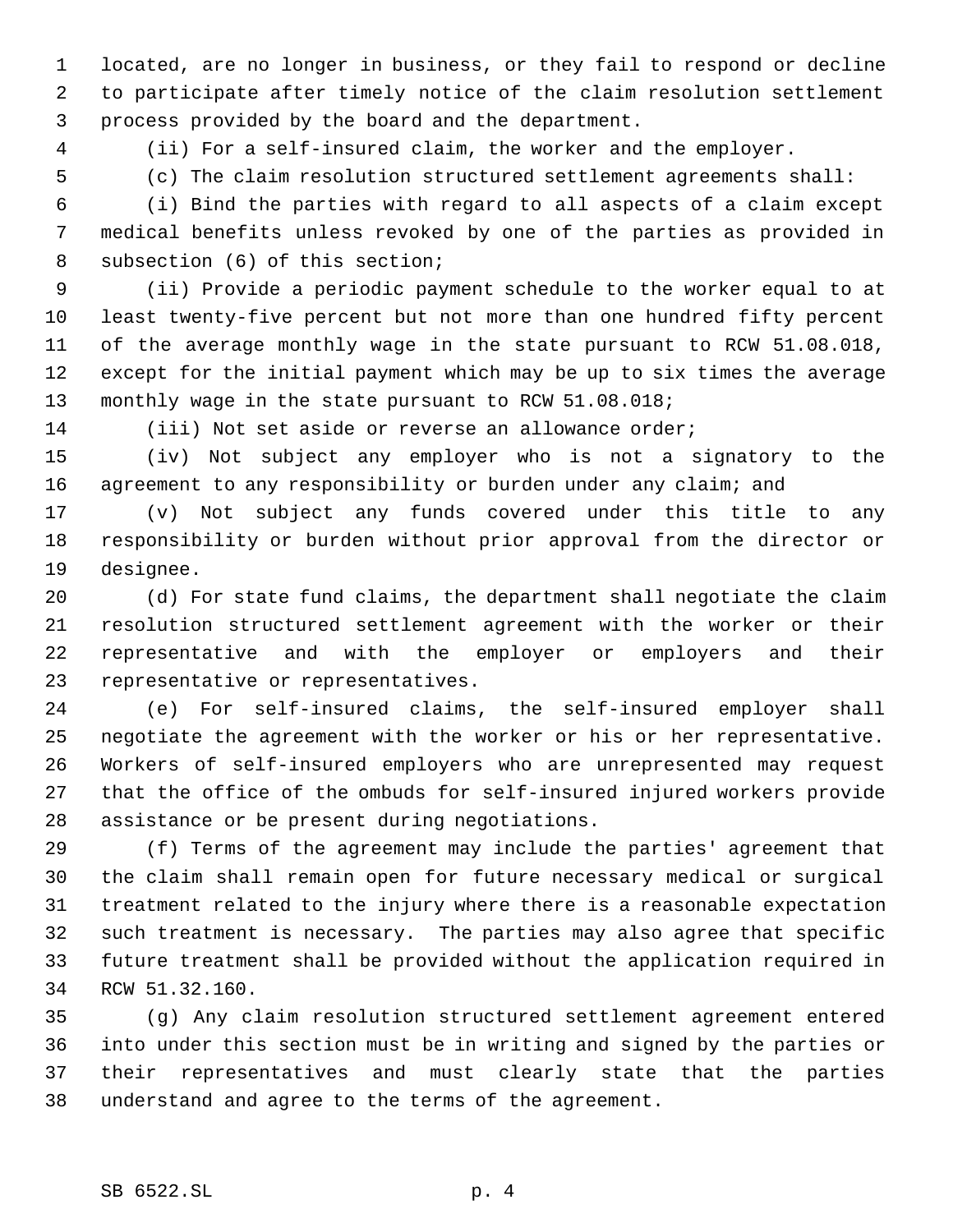located, are no longer in business, or they fail to respond or decline to participate after timely notice of the claim resolution settlement process provided by the board and the department.

(ii) For a self-insured claim, the worker and the employer.

(c) The claim resolution structured settlement agreements shall:

(i) Bind the parties with regard to all aspects of a claim except medical benefits unless revoked by one of the parties as provided in subsection (6) of this section;

(ii) Provide a periodic payment schedule to the worker equal to at least twenty-five percent but not more than one hundred fifty percent of the average monthly wage in the state pursuant to RCW 51.08.018, except for the initial payment which may be up to six times the average monthly wage in the state pursuant to RCW 51.08.018;

(iii) Not set aside or reverse an allowance order;

(iv) Not subject any employer who is not a signatory to the agreement to any responsibility or burden under any claim; and

(v) Not subject any funds covered under this title to any responsibility or burden without prior approval from the director or designee.

(d) For state fund claims, the department shall negotiate the claim resolution structured settlement agreement with the worker or their representative and with the employer or employers and their representative or representatives.

(e) For self-insured claims, the self-insured employer shall negotiate the agreement with the worker or his or her representative. Workers of self-insured employers who are unrepresented may request that the office of the ombuds for self-insured injured workers provide assistance or be present during negotiations.

(f) Terms of the agreement may include the parties' agreement that the claim shall remain open for future necessary medical or surgical treatment related to the injury where there is a reasonable expectation such treatment is necessary. The parties may also agree that specific future treatment shall be provided without the application required in RCW 51.32.160.

(g) Any claim resolution structured settlement agreement entered into under this section must be in writing and signed by the parties or their representatives and must clearly state that the parties understand and agree to the terms of the agreement.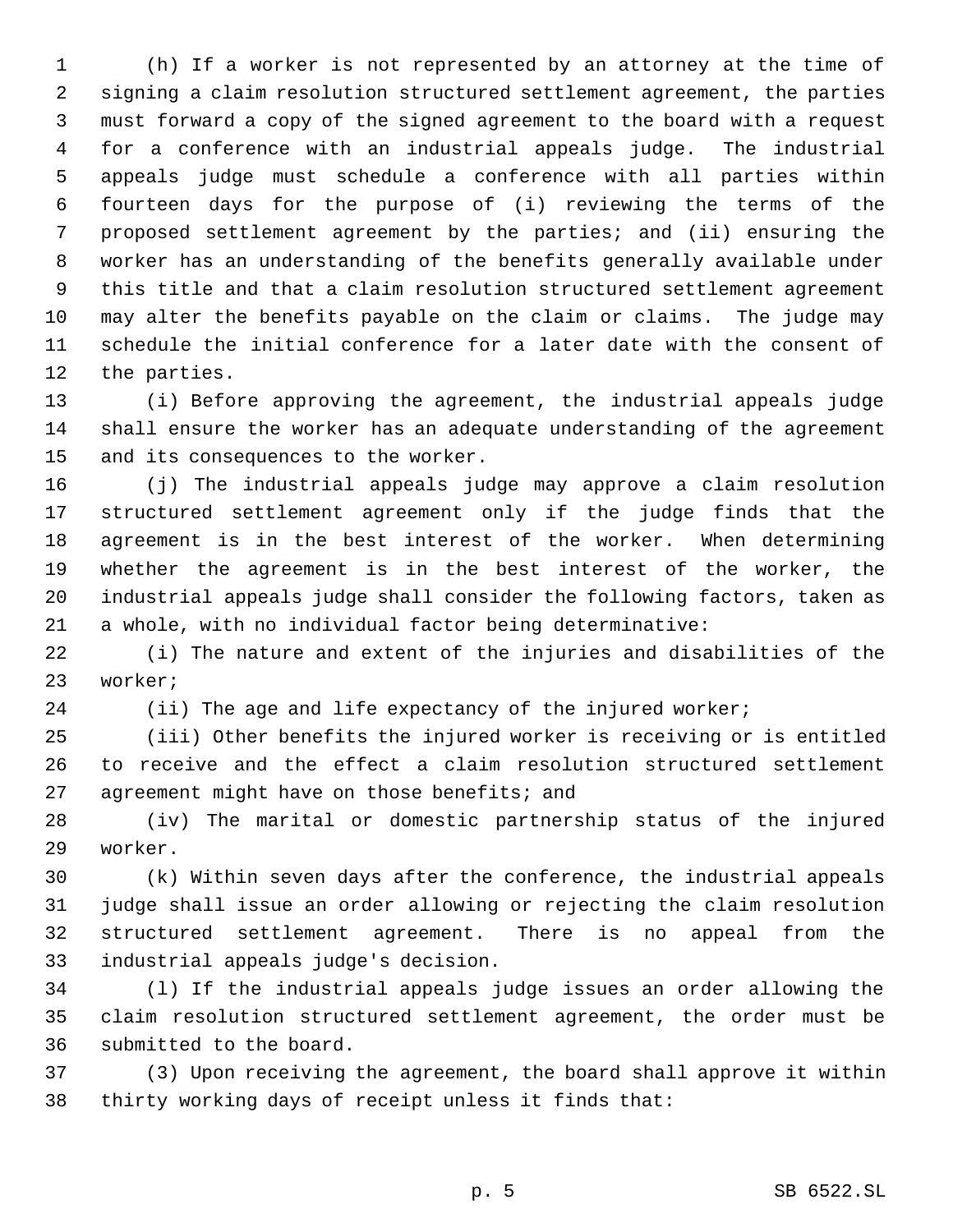(h) If a worker is not represented by an attorney at the time of signing a claim resolution structured settlement agreement, the parties must forward a copy of the signed agreement to the board with a request for a conference with an industrial appeals judge. The industrial appeals judge must schedule a conference with all parties within fourteen days for the purpose of (i) reviewing the terms of the proposed settlement agreement by the parties; and (ii) ensuring the worker has an understanding of the benefits generally available under this title and that a claim resolution structured settlement agreement may alter the benefits payable on the claim or claims. The judge may schedule the initial conference for a later date with the consent of the parties.

(i) Before approving the agreement, the industrial appeals judge shall ensure the worker has an adequate understanding of the agreement and its consequences to the worker.

(j) The industrial appeals judge may approve a claim resolution structured settlement agreement only if the judge finds that the agreement is in the best interest of the worker. When determining whether the agreement is in the best interest of the worker, the industrial appeals judge shall consider the following factors, taken as a whole, with no individual factor being determinative:

(i) The nature and extent of the injuries and disabilities of the worker;

(ii) The age and life expectancy of the injured worker;

(iii) Other benefits the injured worker is receiving or is entitled to receive and the effect a claim resolution structured settlement agreement might have on those benefits; and

(iv) The marital or domestic partnership status of the injured worker.

(k) Within seven days after the conference, the industrial appeals judge shall issue an order allowing or rejecting the claim resolution structured settlement agreement. There is no appeal from the industrial appeals judge's decision.

(l) If the industrial appeals judge issues an order allowing the claim resolution structured settlement agreement, the order must be submitted to the board.

(3) Upon receiving the agreement, the board shall approve it within thirty working days of receipt unless it finds that: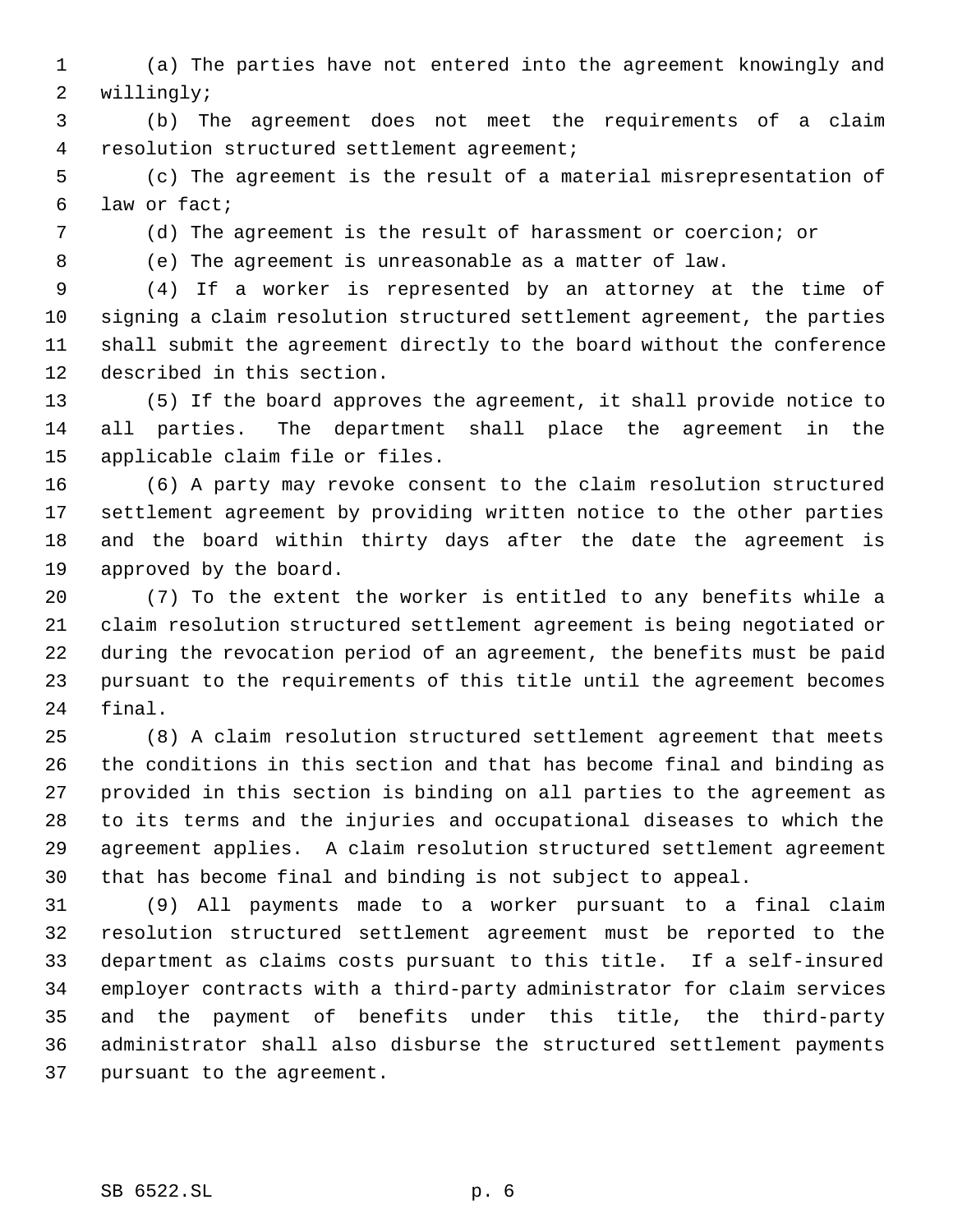(a) The parties have not entered into the agreement knowingly and willingly;

(b) The agreement does not meet the requirements of a claim resolution structured settlement agreement;

(c) The agreement is the result of a material misrepresentation of law or fact;

(d) The agreement is the result of harassment or coercion; or

(e) The agreement is unreasonable as a matter of law.

(4) If a worker is represented by an attorney at the time of signing a claim resolution structured settlement agreement, the parties shall submit the agreement directly to the board without the conference described in this section.

(5) If the board approves the agreement, it shall provide notice to all parties. The department shall place the agreement in the applicable claim file or files.

(6) A party may revoke consent to the claim resolution structured settlement agreement by providing written notice to the other parties and the board within thirty days after the date the agreement is approved by the board.

(7) To the extent the worker is entitled to any benefits while a claim resolution structured settlement agreement is being negotiated or during the revocation period of an agreement, the benefits must be paid pursuant to the requirements of this title until the agreement becomes final.

(8) A claim resolution structured settlement agreement that meets the conditions in this section and that has become final and binding as provided in this section is binding on all parties to the agreement as to its terms and the injuries and occupational diseases to which the agreement applies. A claim resolution structured settlement agreement that has become final and binding is not subject to appeal.

(9) All payments made to a worker pursuant to a final claim resolution structured settlement agreement must be reported to the department as claims costs pursuant to this title. If a self-insured employer contracts with a third-party administrator for claim services and the payment of benefits under this title, the third-party administrator shall also disburse the structured settlement payments pursuant to the agreement.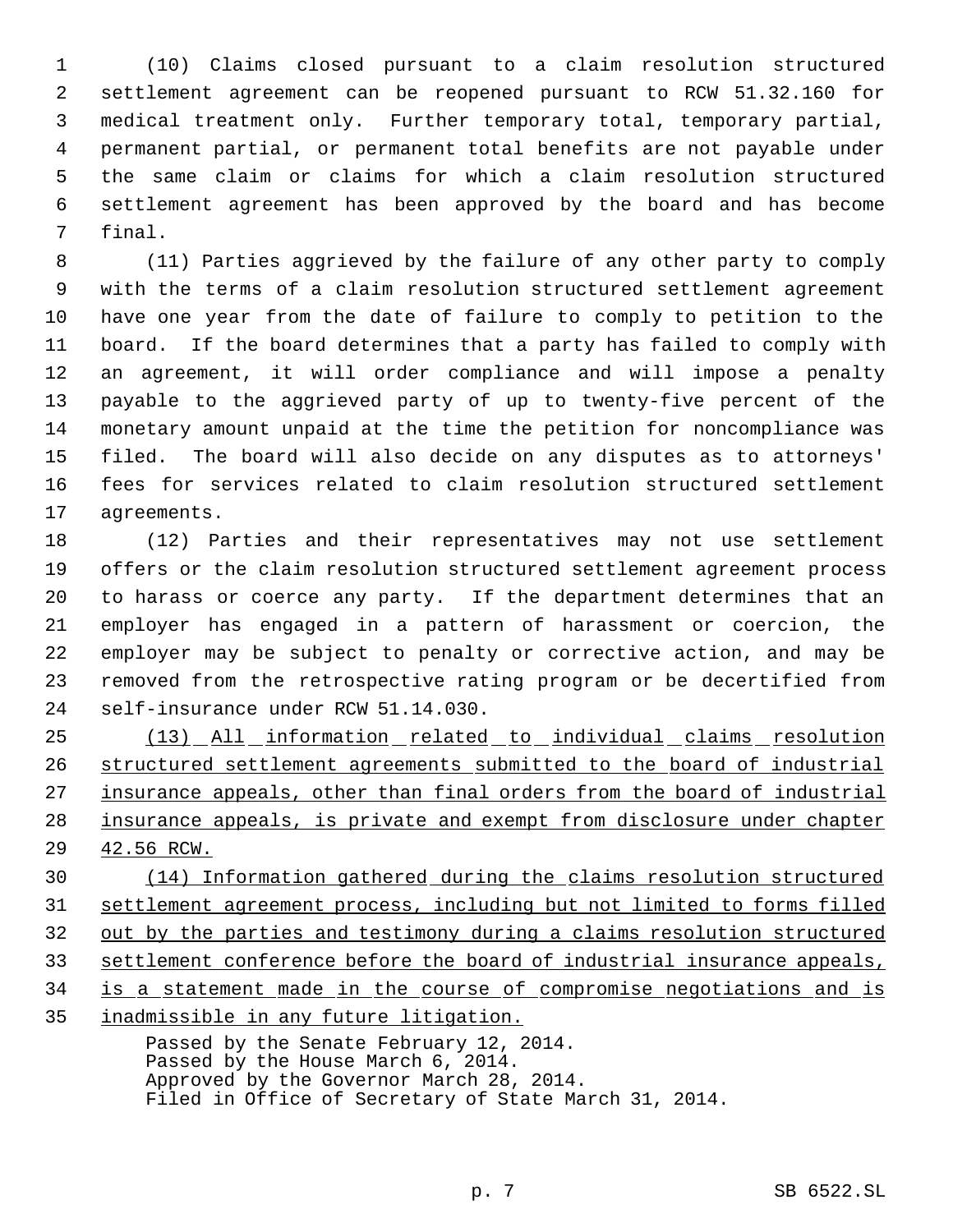(10) Claims closed pursuant to a claim resolution structured settlement agreement can be reopened pursuant to RCW 51.32.160 for medical treatment only. Further temporary total, temporary partial, permanent partial, or permanent total benefits are not payable under the same claim or claims for which a claim resolution structured settlement agreement has been approved by the board and has become final.

(11) Parties aggrieved by the failure of any other party to comply with the terms of a claim resolution structured settlement agreement have one year from the date of failure to comply to petition to the board. If the board determines that a party has failed to comply with an agreement, it will order compliance and will impose a penalty payable to the aggrieved party of up to twenty-five percent of the monetary amount unpaid at the time the petition for noncompliance was filed. The board will also decide on any disputes as to attorneys' fees for services related to claim resolution structured settlement agreements.

(12) Parties and their representatives may not use settlement offers or the claim resolution structured settlement agreement process to harass or coerce any party. If the department determines that an employer has engaged in a pattern of harassment or coercion, the employer may be subject to penalty or corrective action, and may be removed from the retrospective rating program or be decertified from self-insurance under RCW 51.14.030.

<u>(13) All information related to individual claims resolution structured settlement agreements submitted to the board of industrial insurance appeals, other than final orders from the board of industrial insurance appeals, is private and exempt from disclosure under chapter 42.56 RCW.</u>

<u>(14) Information gathered during the claims resolution structured settlement agreement process, including but not limited to forms filled out by the parties and testimony during a claims resolution structured settlement conference before the board of industrial insurance appeals, is a statement made in the course of compromise negotiations and is inadmissible in any future litigation.</u>

Passed by the Senate February 12, 2014.
Passed by the House March 6, 2014.
Approved by the Governor March 28, 2014.
Filed in Office of Secretary of State March 31, 2014.